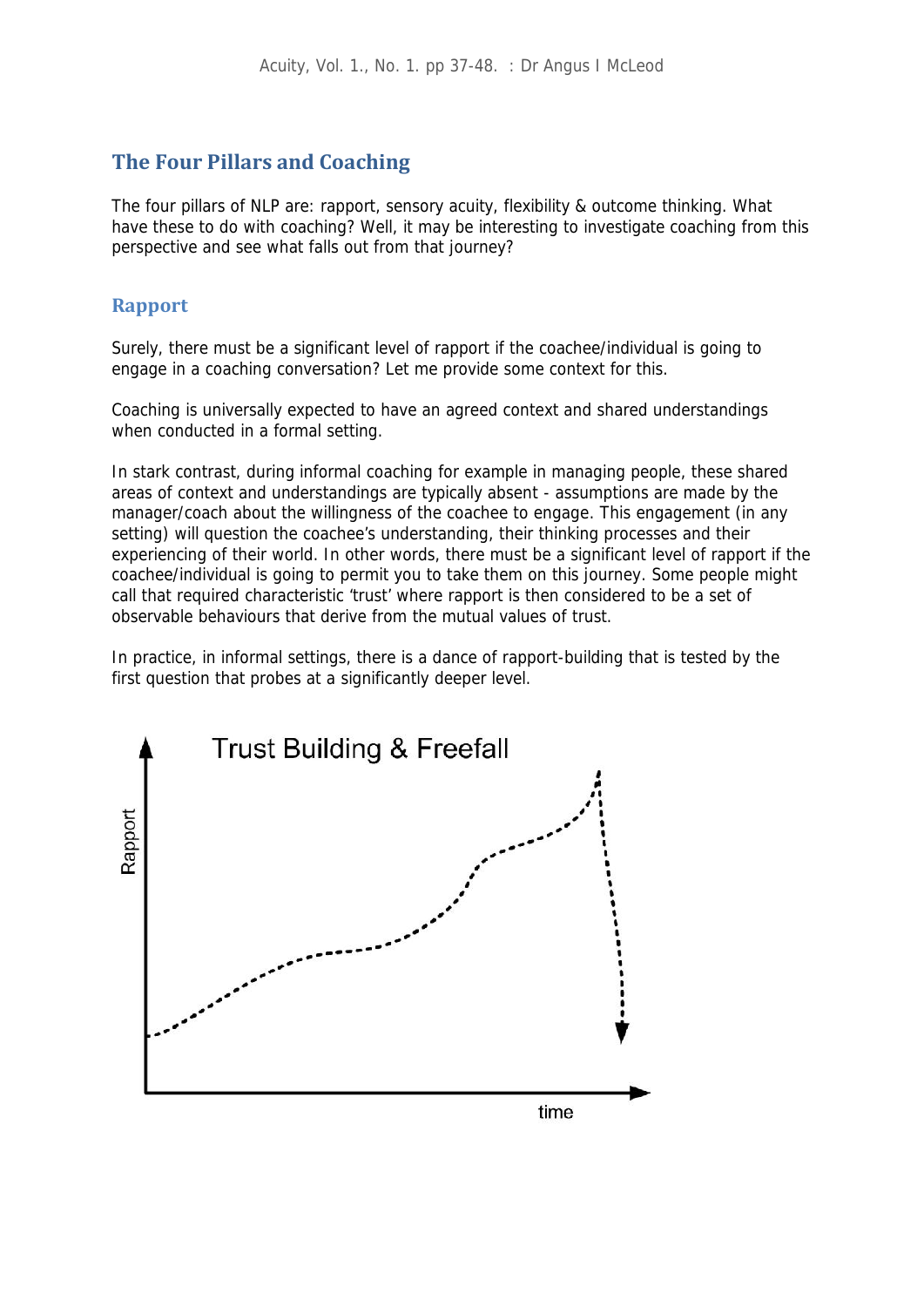## The Four Pillars and Coaching

The four pillars of NLP are: rapport, sensory acuity, flexibility & outcome thinking. What have these to do with coaching? Well, it may be interesting to investigate coaching from this perspective and see what falls out from that journey?

### Rapport

Surely, there must be a significant level of rapport if the coachee/individual is going to engage in a coaching conversation? Let me provide some context for this.

Coaching is universally expected to have an agreed context and shared understandings when conducted in a formal setting.

In stark contrast, during informal coaching for example in managing people, these shared areas of context and understandings are typically absent - assumptions are made by the manager/coach about the willingness of the coachee to engage. This engagement (in any setting) will question the coachee's understanding, their thinking processes and their experiencing of their world. In other words, there must be a significant level of rapport if the coachee/individual is going to permit you to take them on this journey. Some people might call that required characteristic 'trust' where rapport is then considered to be a set of observable behaviours that derive from the mutual values of trust.

In practice, in informal settings, there is a dance of rapport-building that is tested by the first question that probes at a significantly deeper level.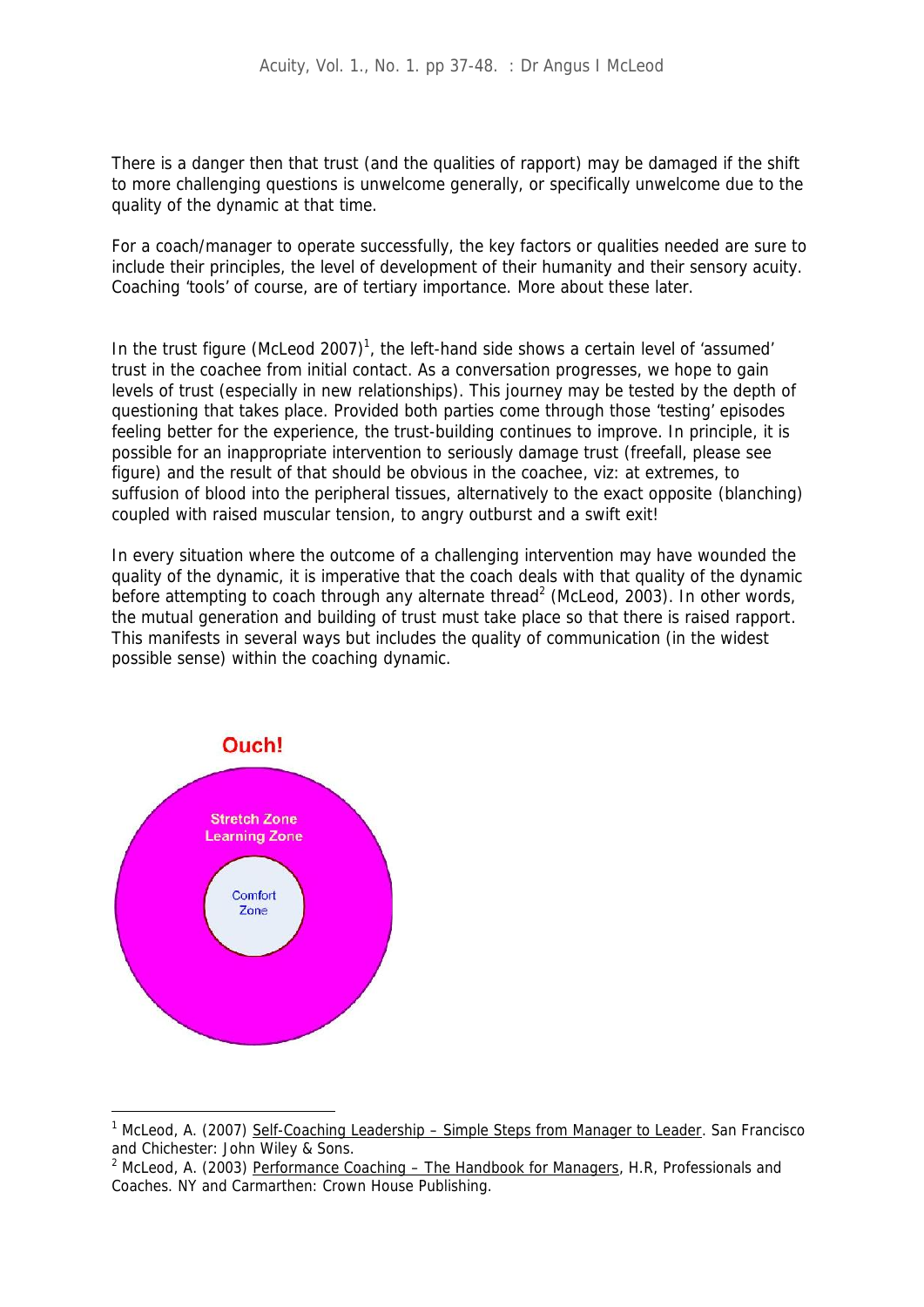There is a danger then that trust (and the qualities of rapport) may be damaged if the shift to more challenging questions is unwelcome generally, or specifically unwelcome due to the quality of the dynamic at that time.

For a coach/manager to operate successfully, the key factors or qualities needed are sure to include their principles, the level of development of their humanity and their sensory acuity. Coaching 'tools' of course, are of tertiary importance. More about these later.

In the trust figure (McLeod 2007)[1], the left-hand side shows a certain level of 'assumed' trust in the coachee from initial contact. As a conversation progresses, we hope to gain levels of trust (especially in new relationships). This journey may be tested by the depth of questioning that takes place. Provided both parties come through those 'testing' episodes feeling better for the experience, the trust-building continues to improve. In principle, it is possible for an inappropriate intervention to seriously damage trust (freefall, please see figure) and the result of that should be obvious in the coachee, viz: at extremes, to suffusion of blood into the peripheral tissues, alternatively to the exact opposite (blanching) coupled with raised muscular tension, to angry outburst and a swift exit!

In every situation where the outcome of a challenging intervention may have wounded the quality of the dynamic, it is imperative that the coach deals with that quality of the dynamic before attempting to coach through any alternate thread[2] (McLeod, 2003). In other words, the mutual generation and building of trust must take place so that there is raised rapport. This manifests in several ways but includes the quality of communication (in the widest possible sense) within the coaching dynamic.

Ouch!

Stretch Zone
Learning Zone

Comfort Zone

---

[1] McLeod, A. (2007) Self-Coaching Leadership – Simple Steps from Manager to Leader. San Francisco and Chichester: John Wiley & Sons.

[2] McLeod, A. (2003) Performance Coaching – The Handbook for Managers, H.R, Professionals and Coaches. NY and Carmarthen: Crown House Publishing.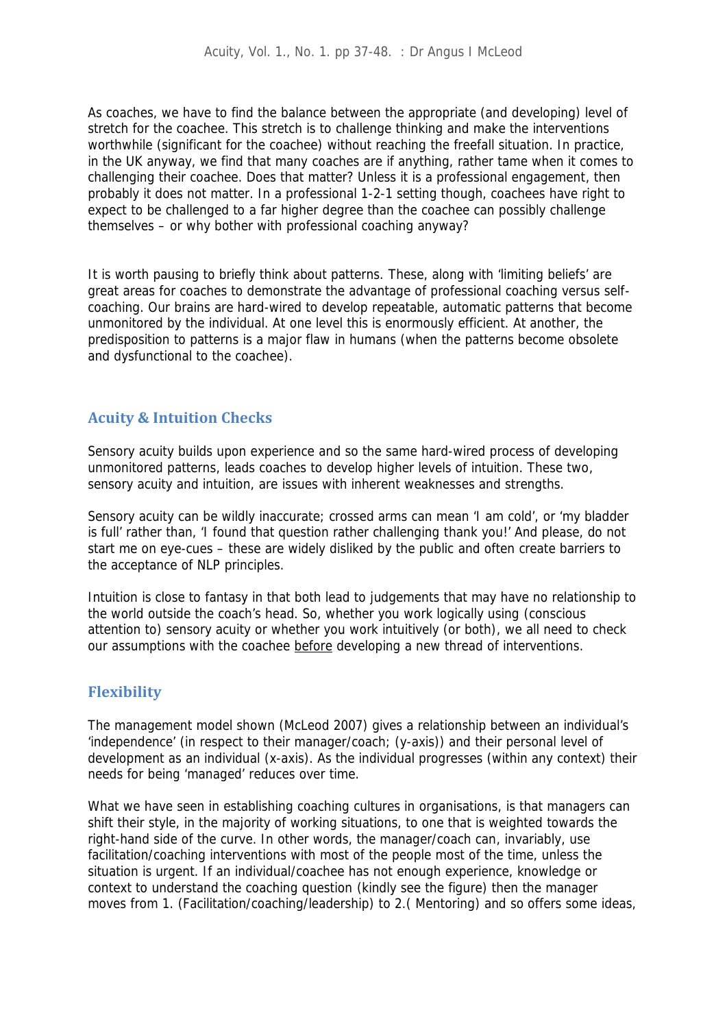As coaches, we have to find the balance between the appropriate (and developing) level of stretch for the coachee. This stretch is to challenge thinking and make the interventions worthwhile (significant for the coachee) without reaching the freefall situation. In practice, in the UK anyway, we find that many coaches are if anything, rather tame when it comes to challenging their coachee. Does that matter? Unless it is a professional engagement, then probably it does not matter. In a professional 1-2-1 setting though, coachees have right to expect to be challenged to a far higher degree than the coachee can possibly challenge themselves – or why bother with professional coaching anyway?

It is worth pausing to briefly think about patterns. These, along with 'limiting beliefs' are great areas for coaches to demonstrate the advantage of professional coaching versus self-coaching. Our brains are hard-wired to develop repeatable, automatic patterns that become unmonitored by the individual. At one level this is enormously efficient. At another, the predisposition to patterns is a major flaw in humans (when the patterns become obsolete and dysfunctional to the coachee).

## Acuity & Intuition Checks

Sensory acuity builds upon experience and so the same hard-wired process of developing unmonitored patterns, leads coaches to develop higher levels of intuition. These two, sensory acuity and intuition, are issues with inherent weaknesses and strengths.

Sensory acuity can be wildly inaccurate; crossed arms can mean 'I am cold', or 'my bladder is full' rather than, 'I found that question rather challenging thank you!' And please, do not start me on eye-cues – these are widely disliked by the public and often create barriers to the acceptance of NLP principles.

Intuition is close to fantasy in that both lead to judgements that may have no relationship to the world outside the coach's head. So, whether you work logically using (conscious attention to) sensory acuity or whether you work intuitively (or both), we all need to check our assumptions with the coachee <u>before</u> developing a new thread of interventions.

## Flexibility

The management model shown (McLeod 2007) gives a relationship between an individual's 'independence' (in respect to their manager/coach; (y-axis)) and their personal level of development as an individual (x-axis). As the individual progresses (within any context) their needs for being 'managed' reduces over time.

What we have seen in establishing coaching cultures in organisations, is that managers can shift their style, in the majority of working situations, to one that is weighted towards the right-hand side of the curve. In other words, the manager/coach can, invariably, use facilitation/coaching interventions with most of the people most of the time, unless the situation is urgent. If an individual/coachee has not enough experience, knowledge or context to understand the coaching question (kindly see the figure) then the manager moves from 1. (Facilitation/coaching/leadership) to 2.( Mentoring) and so offers some ideas,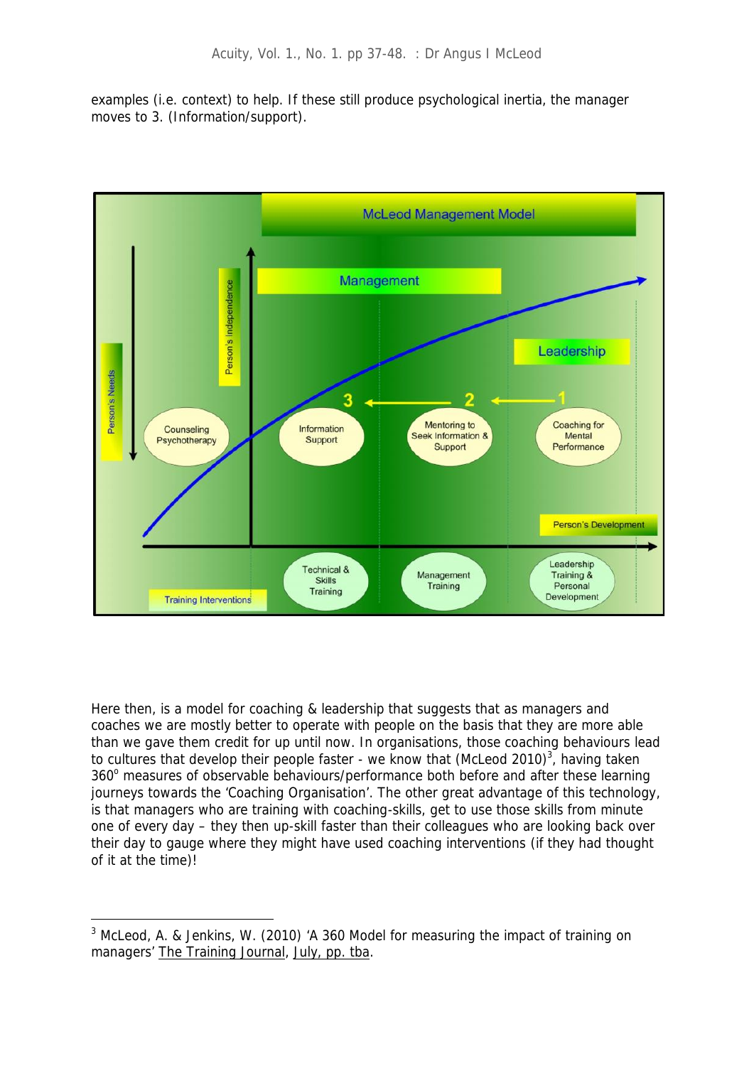examples (i.e. context) to help. If these still produce psychological inertia, the manager moves to 3. (Information/support).

Here then, is a model for coaching & leadership that suggests that as managers and coaches we are mostly better to operate with people on the basis that they are more able than we gave them credit for up until now. In organisations, those coaching behaviours lead to cultures that develop their people faster - we know that (McLeod 2010)[3], having taken 360° measures of observable behaviours/performance both before and after these learning journeys towards the 'Coaching Organisation'. The other great advantage of this technology, is that managers who are training with coaching-skills, get to use those skills from minute one of every day – they then up-skill faster than their colleagues who are looking back over their day to gauge where they might have used coaching interventions (if they had thought of it at the time)!

---

[3] McLeod, A. & Jenkins, W. (2010) 'A 360 Model for measuring the impact of training on managers' The Training Journal, July, pp. tba.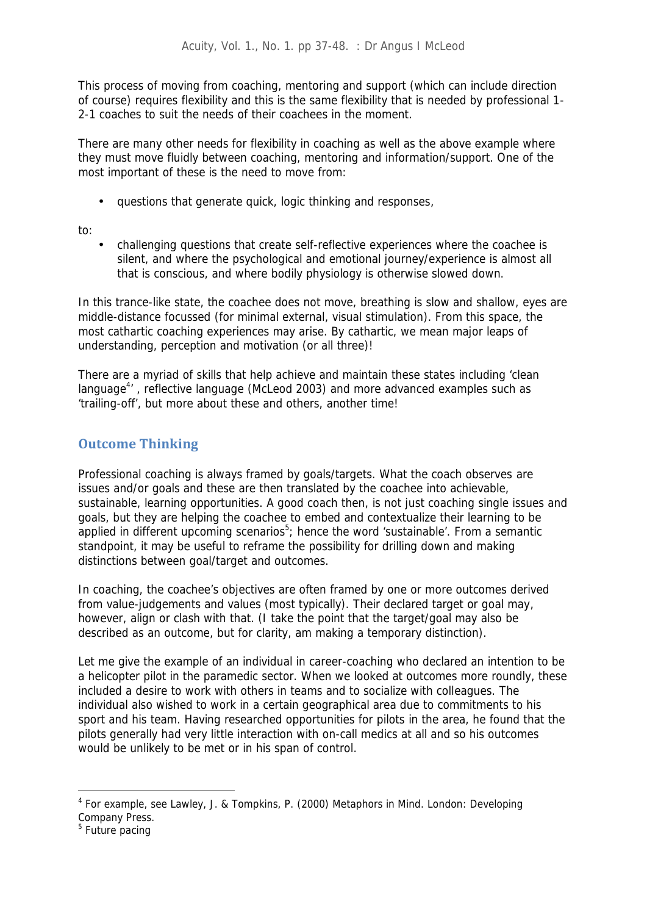This process of moving from coaching, mentoring and support (which can include direction of course) requires flexibility and this is the same flexibility that is needed by professional 1-2-1 coaches to suit the needs of their coachees in the moment.

There are many other needs for flexibility in coaching as well as the above example where they must move fluidly between coaching, mentoring and information/support. One of the most important of these is the need to move from:

- questions that generate quick, logic thinking and responses,

to:

- challenging questions that create self-reflective experiences where the coachee is silent, and where the psychological and emotional journey/experience is almost all that is conscious, and where bodily physiology is otherwise slowed down.

In this trance-like state, the coachee does not move, breathing is slow and shallow, eyes are middle-distance focussed (for minimal external, visual stimulation). From this space, the most cathartic coaching experiences may arise. By cathartic, we mean major leaps of understanding, perception and motivation (or all three)!

There are a myriad of skills that help achieve and maintain these states including 'clean language[4]', reflective language (McLeod 2003) and more advanced examples such as 'trailing-off', but more about these and others, another time!

## Outcome Thinking

Professional coaching is always framed by goals/targets. What the coach observes are issues and/or goals and these are then translated by the coachee into achievable, sustainable, learning opportunities. A good coach then, is not just coaching single issues and goals, but they are helping the coachee to embed and contextualize their learning to be applied in different upcoming scenarios[5]; hence the word 'sustainable'. From a semantic standpoint, it may be useful to reframe the possibility for drilling down and making distinctions between goal/target and outcomes.

In coaching, the coachee's objectives are often framed by one or more outcomes derived from value-judgements and values (most typically). Their declared target or goal may, however, align or clash with that. (I take the point that the target/goal may also be described as an outcome, but for clarity, am making a temporary distinction).

Let me give the example of an individual in career-coaching who declared an intention to be a helicopter pilot in the paramedic sector. When we looked at outcomes more roundly, these included a desire to work with others in teams and to socialize with colleagues. The individual also wished to work in a certain geographical area due to commitments to his sport and his team. Having researched opportunities for pilots in the area, he found that the pilots generally had very little interaction with on-call medics at all and so his outcomes would be unlikely to be met or in his span of control.

---

[4] For example, see Lawley, J. & Tompkins, P. (2000) Metaphors in Mind. London: Developing Company Press.

[5] Future pacing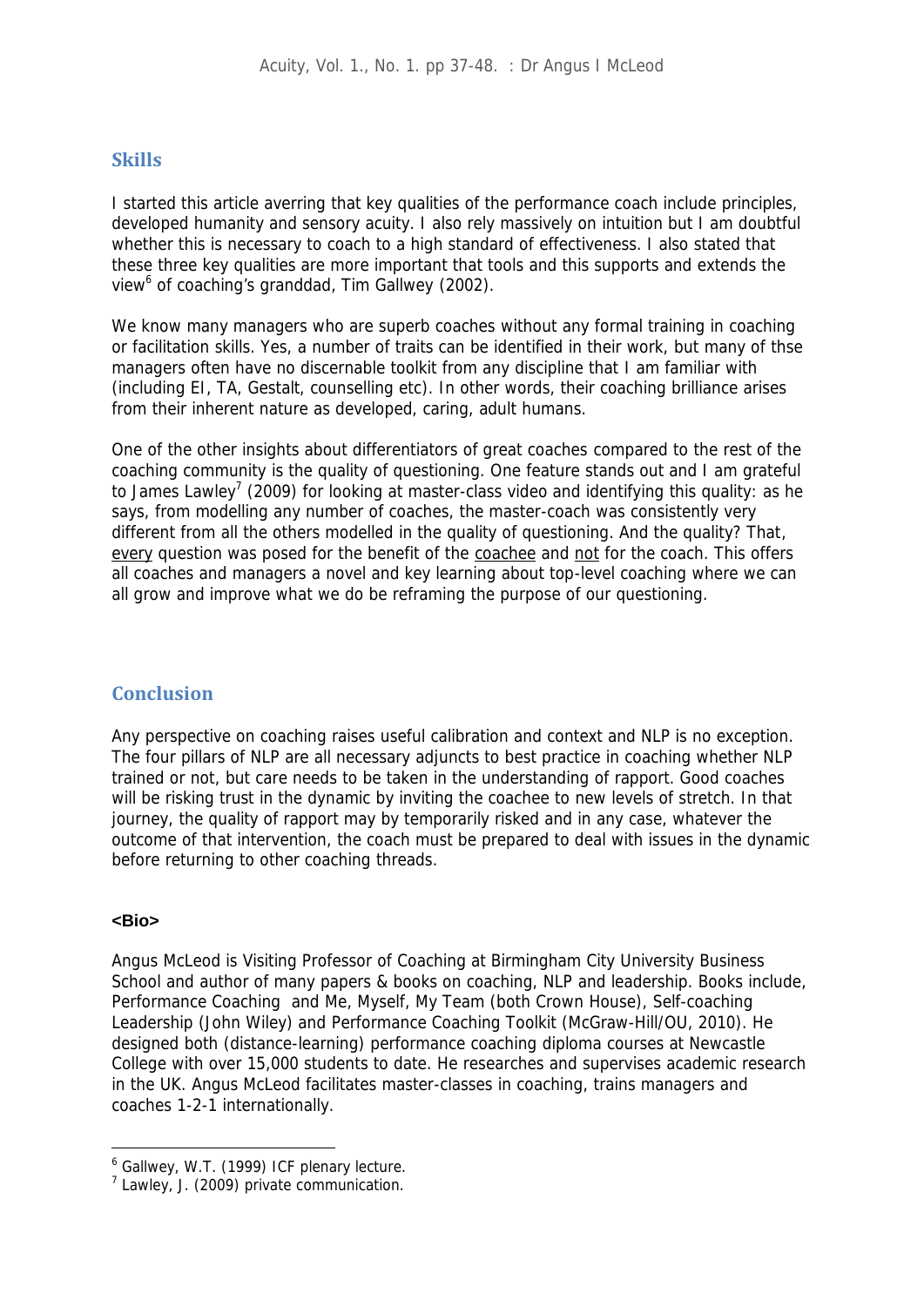## Skills

I started this article averring that key qualities of the performance coach include principles, developed humanity and sensory acuity. I also rely massively on intuition but I am doubtful whether this is necessary to coach to a high standard of effectiveness. I also stated that these three key qualities are more important that tools and this supports and extends the view[6] of coaching's granddad, Tim Gallwey (2002).

We know many managers who are superb coaches without any formal training in coaching or facilitation skills. Yes, a number of traits can be identified in their work, but many of thse managers often have no discernable toolkit from any discipline that I am familiar with (including EI, TA, Gestalt, counselling etc). In other words, their coaching brilliance arises from their inherent nature as developed, caring, adult humans.

One of the other insights about differentiators of great coaches compared to the rest of the coaching community is the quality of questioning. One feature stands out and I am grateful to James Lawley[7] (2009) for looking at master-class video and identifying this quality: as he says, from modelling any number of coaches, the master-coach was consistently very different from all the others modelled in the quality of questioning. And the quality? That, <u>every</u> question was posed for the benefit of the <u>coachee</u> and <u>not</u> for the coach. This offers all coaches and managers a novel and key learning about top-level coaching where we can all grow and improve what we do be reframing the purpose of our questioning.

## Conclusion

Any perspective on coaching raises useful calibration and context and NLP is no exception. The four pillars of NLP are all necessary adjuncts to best practice in coaching whether NLP trained or not, but care needs to be taken in the understanding of rapport. Good coaches will be risking trust in the dynamic by inviting the coachee to new levels of stretch. In that journey, the quality of rapport may by temporarily risked and in any case, whatever the outcome of that intervention, the coach must be prepared to deal with issues in the dynamic before returning to other coaching threads.

**<Bio>**

Angus McLeod is Visiting Professor of Coaching at Birmingham City University Business School and author of many papers & books on coaching, NLP and leadership. Books include, Performance Coaching and Me, Myself, My Team (both Crown House), Self-coaching Leadership (John Wiley) and Performance Coaching Toolkit (McGraw-Hill/OU, 2010). He designed both (distance-learning) performance coaching diploma courses at Newcastle College with over 15,000 students to date. He researches and supervises academic research in the UK. Angus McLeod facilitates master-classes in coaching, trains managers and coaches 1-2-1 internationally.

---

[6] Gallwey, W.T. (1999) ICF plenary lecture.
[7] Lawley, J. (2009) private communication.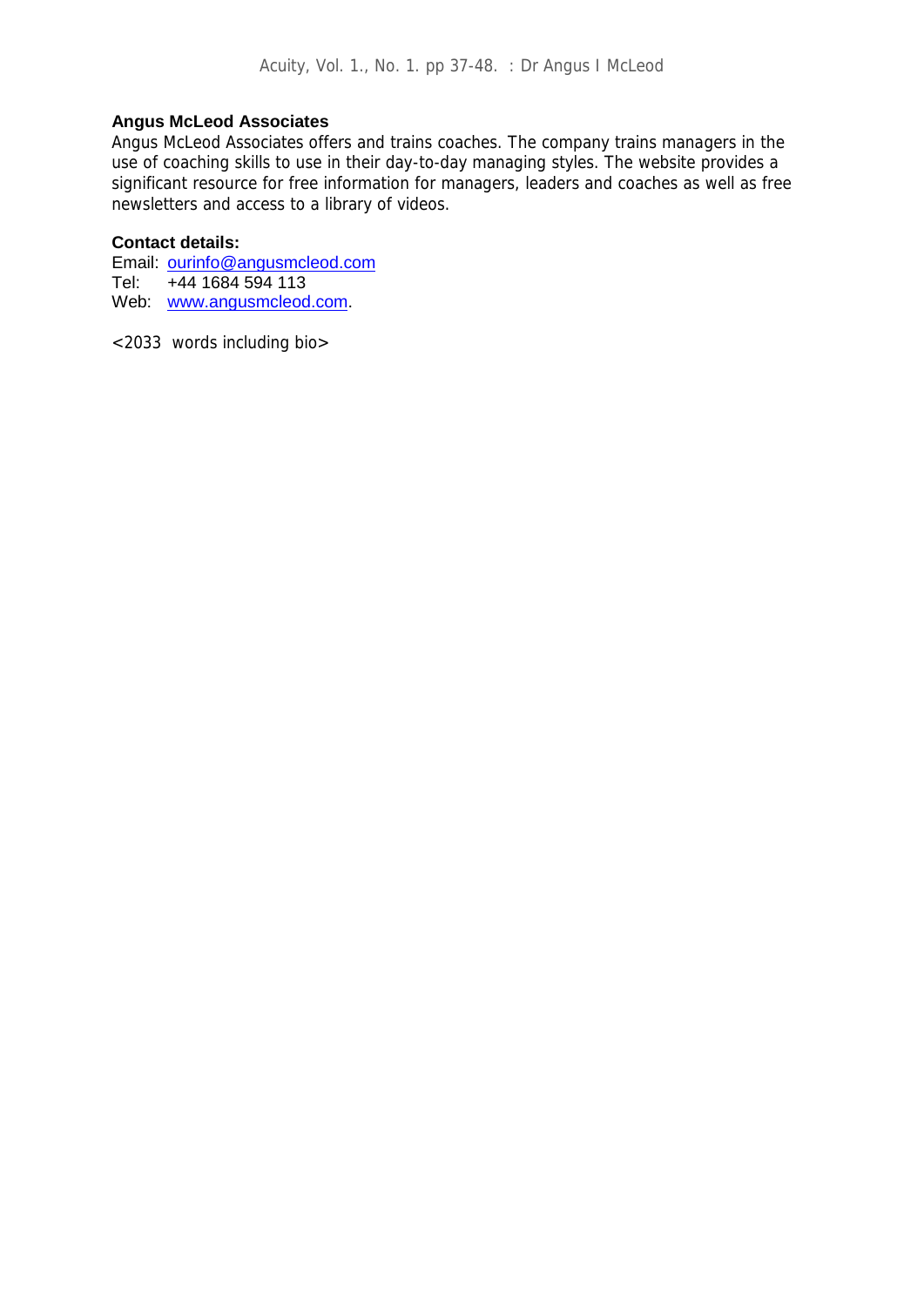**Angus McLeod Associates**

Angus McLeod Associates offers and trains coaches. The company trains managers in the use of coaching skills to use in their day-to-day managing styles. The website provides a significant resource for free information for managers, leaders and coaches as well as free newsletters and access to a library of videos.

**Contact details:**

Email: ourinfo@angusmcleod.com
Tel: +44 1684 594 113
Web: www.angusmcleod.com.

<2033 words including bio>